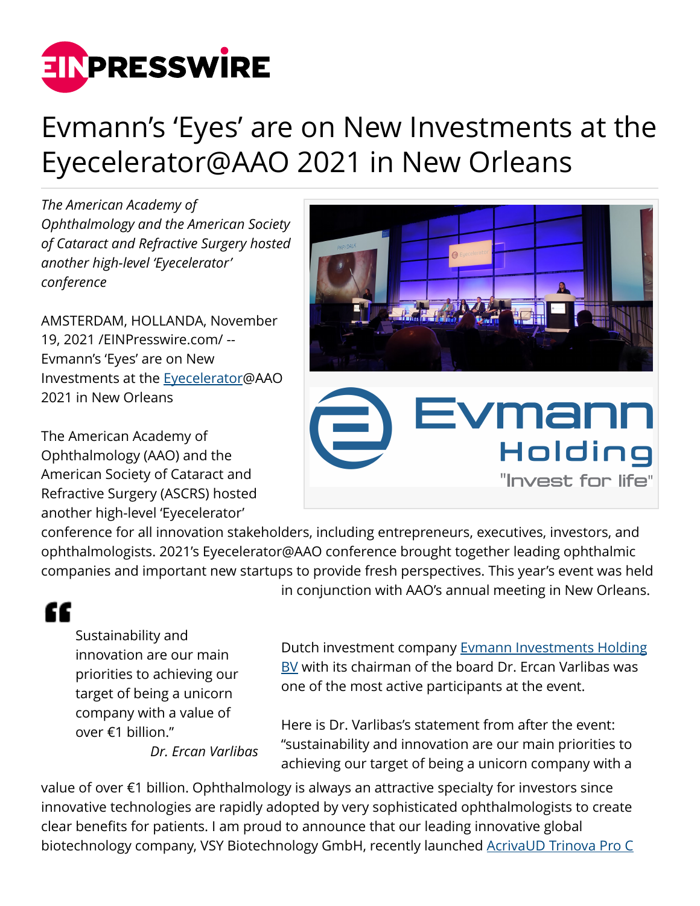# Evmann's 'Eyes' are on New Investments at the Eyecelerator@AAO 2021 in New Orleans

*The American Academy of Ophthalmology and the American Society of Cataract and Refractive Surgery hosted another high-level 'Eyecelerator' conference*

AMSTERDAM, HOLLANDA, November 19, 2021 /EINPresswire.com/ -- Evmann's 'Eyes' are on New Investments at the Eyecelerator@AAO 2021 in New Orleans

The American Academy of Ophthalmology (AAO) and the American Society of Cataract and Refractive Surgery (ASCRS) hosted another high-level 'Eyecelerator' conference for all innovation stakeholders, including entrepreneurs, executives, investors, and ophthalmologists. 2021's Eyecelerator@AAO conference brought together leading ophthalmic companies and important new startups to provide fresh perspectives. This year's event was held in conjunction with AAO's annual meeting in New Orleans.

> Sustainability and innovation are our main priorities to achieving our target of being a unicorn company with a value of over €1 billion."
>
> *Dr. Ercan Varlibas*

Dutch investment company Evmann Investments Holding BV with its chairman of the board Dr. Ercan Varlibas was one of the most active participants at the event.

Here is Dr. Varlibas's statement from after the event: "sustainability and innovation are our main priorities to achieving our target of being a unicorn company with a value of over €1 billion. Ophthalmology is always an attractive specialty for investors since innovative technologies are rapidly adopted by very sophisticated ophthalmologists to create clear benefits for patients. I am proud to announce that our leading innovative global biotechnology company, VSY Biotechnology GmbH, recently launched AcrivaUD Trinova Pro C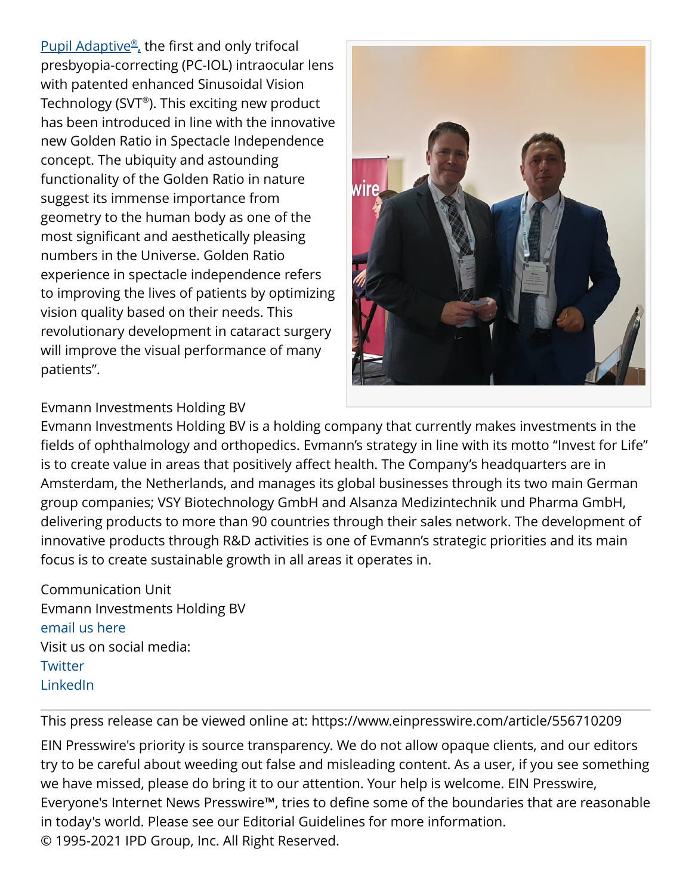Pupil Adaptive®, the first and only trifocal presbyopia-correcting (PC-IOL) intraocular lens with patented enhanced Sinusoidal Vision Technology (SVT®). This exciting new product has been introduced in line with the innovative new Golden Ratio in Spectacle Independence concept. The ubiquity and astounding functionality of the Golden Ratio in nature suggest its immense importance from geometry to the human body as one of the most significant and aesthetically pleasing numbers in the Universe. Golden Ratio experience in spectacle independence refers to improving the lives of patients by optimizing vision quality based on their needs. This revolutionary development in cataract surgery will improve the visual performance of many patients".

Evmann Investments Holding BV
Evmann Investments Holding BV is a holding company that currently makes investments in the fields of ophthalmology and orthopedics. Evmann's strategy in line with its motto "Invest for Life" is to create value in areas that positively affect health. The Company's headquarters are in Amsterdam, the Netherlands, and manages its global businesses through its two main German group companies; VSY Biotechnology GmbH and Alsanza Medizintechnik und Pharma GmbH, delivering products to more than 90 countities through their sales network. The development of innovative products through R&D activities is one of Evmann's strategic priorities and its main focus is to create sustainable growth in all areas it operates in.

Communication Unit
Evmann Investments Holding BV
email us here
Visit us on social media:
Twitter
LinkedIn

This press release can be viewed online at: https://www.einpresswire.com/article/556710209

EIN Presswire's priority is source transparency. We do not allow opaque clients, and our editors try to be careful about weeding out false and misleading content. As a user, if you see something we have missed, please do bring it to our attention. Your help is welcome. EIN Presswire, Everyone's Internet News Presswire™, tries to define some of the boundaries that are reasonable in today's world. Please see our Editorial Guidelines for more information.
© 1995-2021 IPD Group, Inc. All Right Reserved.